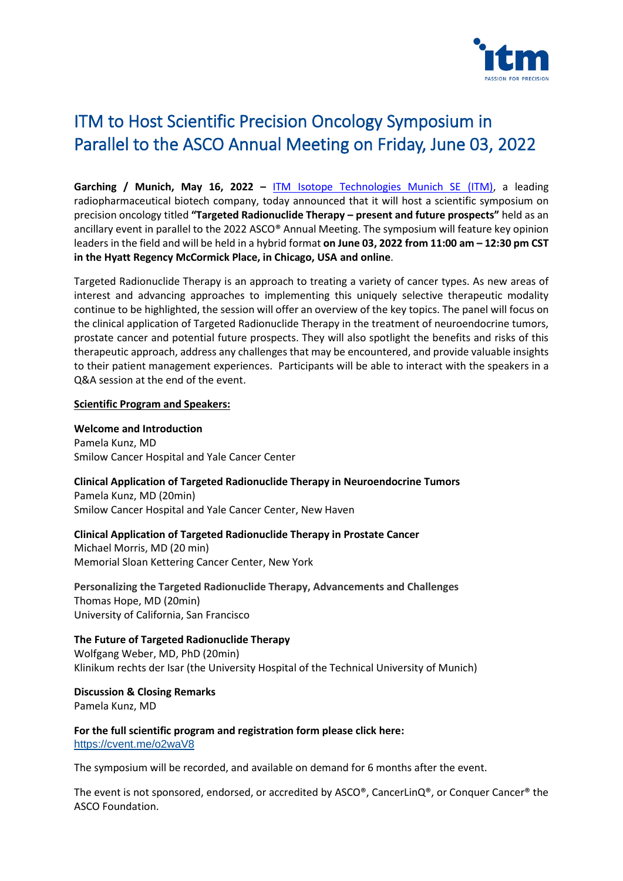# ITM to Host Scientific Precision Oncology Symposium in Parallel to the ASCO Annual Meeting on Friday, June 03, 2022

**Garching / Munich, May 16, 2022 –** ITM Isotope Technologies Munich SE (ITM), a leading radiopharmaceutical biotech company, today announced that it will host a scientific symposium on precision oncology titled **"Targeted Radionuclide Therapy – present and future prospects"** held as an ancillary event in parallel to the 2022 ASCO® Annual Meeting. The symposium will feature key opinion leaders in the field and will be held in a hybrid format **on June 03, 2022 from 11:00 am – 12:30 pm CST in the Hyatt Regency McCormick Place, in Chicago, USA and online**.

Targeted Radionuclide Therapy is an approach to treating a variety of cancer types. As new areas of interest and advancing approaches to implementing this uniquely selective therapeutic modality continue to be highlighted, the session will offer an overview of the key topics. The panel will focus on the clinical application of Targeted Radionuclide Therapy in the treatment of neuroendocrine tumors, prostate cancer and potential future prospects. They will also spotlight the benefits and risks of this therapeutic approach, address any challenges that may be encountered, and provide valuable insights to their patient management experiences. Participants will be able to interact with the speakers in a Q&A session at the end of the event.

**Scientific Program and Speakers:**

**Welcome and Introduction**
Pamela Kunz, MD
Smilow Cancer Hospital and Yale Cancer Center

**Clinical Application of Targeted Radionuclide Therapy in Neuroendocrine Tumors**
Pamela Kunz, MD (20min)
Smilow Cancer Hospital and Yale Cancer Center, New Haven

**Clinical Application of Targeted Radionuclide Therapy in Prostate Cancer**
Michael Morris, MD (20 min)
Memorial Sloan Kettering Cancer Center, New York

**Personalizing the Targeted Radionuclide Therapy, Advancements and Challenges**
Thomas Hope, MD (20min)
University of California, San Francisco

**The Future of Targeted Radionuclide Therapy**
Wolfgang Weber, MD, PhD (20min)
Klinikum rechts der Isar (the University Hospital of the Technical University of Munich)

**Discussion & Closing Remarks**
Pamela Kunz, MD

**For the full scientific program and registration form please click here:**
https://cvent.me/o2waV8

The symposium will be recorded, and available on demand for 6 months after the event.

The event is not sponsored, endorsed, or accredited by ASCO®, CancerLinQ®, or Conquer Cancer® the ASCO Foundation.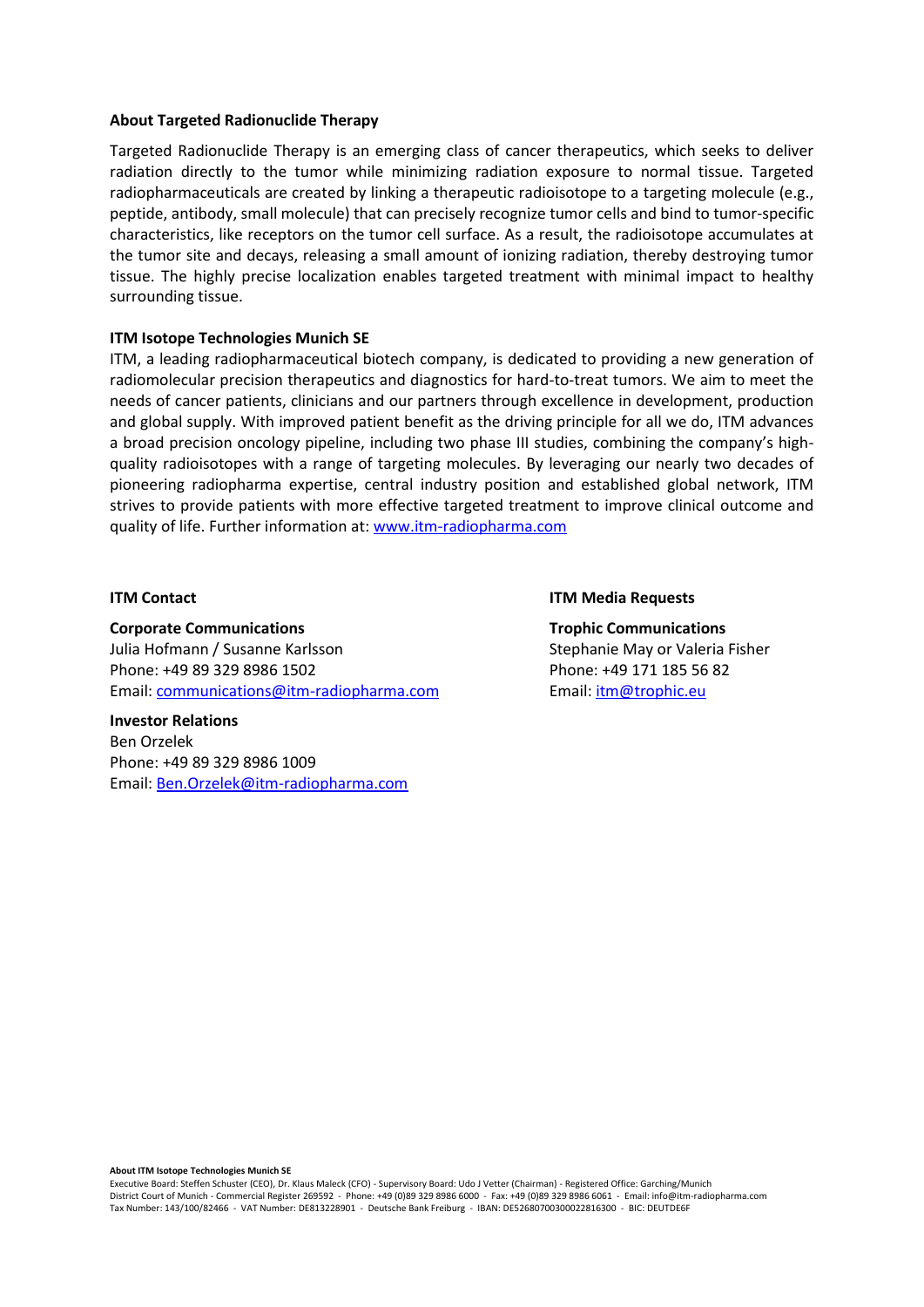**About Targeted Radionuclide Therapy**

Targeted Radionuclide Therapy is an emerging class of cancer therapeutics, which seeks to deliver radiation directly to the tumor while minimizing radiation exposure to normal tissue. Targeted radiopharmaceuticals are created by linking a therapeutic radioisotope to a targeting molecule (e.g., peptide, antibody, small molecule) that can precisely recognize tumor cells and bind to tumor-specific characteristics, like receptors on the tumor cell surface. As a result, the radioisotope accumulates at the tumor site and decays, releasing a small amount of ionizing radiation, thereby destroying tumor tissue. The highly precise localization enables targeted treatment with minimal impact to healthy surrounding tissue.

**ITM Isotope Technologies Munich SE**

ITM, a leading radiopharmaceutical biotech company, is dedicated to providing a new generation of radiomolecular precision therapeutics and diagnostics for hard-to-treat tumors. We aim to meet the needs of cancer patients, clinicians and our partners through excellence in development, production and global supply. With improved patient benefit as the driving principle for all we do, ITM advances a broad precision oncology pipeline, including two phase III studies, combining the company's high-quality radioisotopes with a range of targeting molecules. By leveraging our nearly two decades of pioneering radiopharma expertise, central industry position and established global network, ITM strives to provide patients with more effective targeted treatment to improve clinical outcome and quality of life. Further information at: www.itm-radiopharma.com

**ITM Contact**

**Corporate Communications**
Julia Hofmann / Susanne Karlsson
Phone: +49 89 329 8986 1502
Email: communications@itm-radiopharma.com

**Investor Relations**
Ben Orzelek
Phone: +49 89 329 8986 1009
Email: Ben.Orzelek@itm-radiopharma.com

**ITM Media Requests**

**Trophic Communications**
Stephanie May or Valeria Fisher
Phone: +49 171 185 56 82
Email: itm@trophic.eu

**About ITM Isotope Technologies Munich SE**
Executive Board: Steffen Schuster (CEO), Dr. Klaus Maleck (CFO) - Supervisory Board: Udo J Vetter (Chairman) - Registered Office: Garching/Munich
District Court of Munich - Commercial Register 269592 - Phone: +49 (0)89 329 8986 6000 - Fax: +49 (0)89 329 8986 6061 - Email: info@itm-radiopharma.com
Tax Number: 143/100/82466 - VAT Number: DE813228901 - Deutsche Bank Freiburg - IBAN: DE52680700300022816300 - BIC: DEUTDE6F